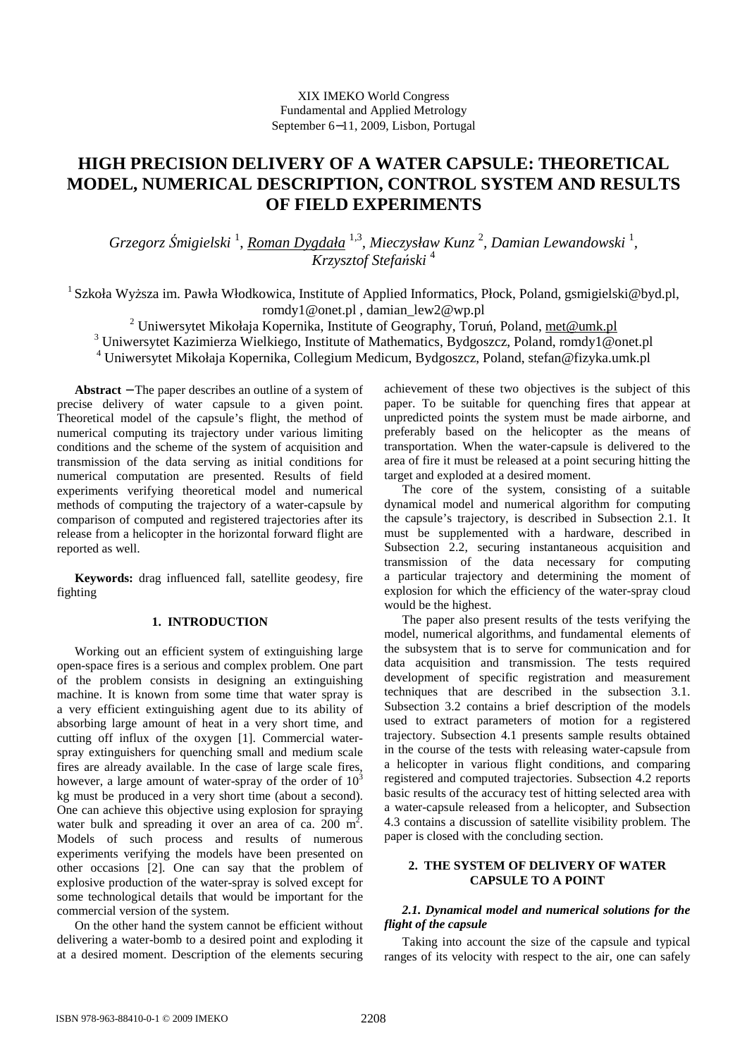XIX IMEKO World Congress
Fundamental and Applied Metrology
September 6−11, 2009, Lisbon, Portugal

# HIGH PRECISION DELIVERY OF A WATER CAPSULE: THEORETICAL MODEL, NUMERICAL DESCRIPTION, CONTROL SYSTEM AND RESULTS OF FIELD EXPERIMENTS

*Grzegorz Śmigielski* [1], *Roman Dygdała* [1,3], *Mieczysław Kunz* [2], *Damian Lewandowski* [1], *Krzysztof Stefański* [4]

[1] Szkoła Wyższa im. Pawła Włodkowica, Institute of Applied Informatics, Płock, Poland, gsmigielski@byd.pl, romdy1@onet.pl , damian_lew2@wp.pl
[2] Uniwersytet Mikołaja Kopernika, Institute of Geography, Toruń, Poland, met@umk.pl
[3] Uniwersytet Kazimierza Wielkiego, Institute of Mathematics, Bydgoszcz, Poland, romdy1@onet.pl
[4] Uniwersytet Mikołaja Kopernika, Collegium Medicum, Bydgoszcz, Poland, stefan@fizyka.umk.pl

**Abstract** − The paper describes an outline of a system of precise delivery of water capsule to a given point. Theoretical model of the capsule's flight, the method of numerical computing its trajectory under various limiting conditions and the scheme of the system of acquisition and transmission of the data serving as initial conditions for numerical computation are presented. Results of field experiments verifying theoretical model and numerical methods of computing the trajectory of a water-capsule by comparison of computed and registered trajectories after its release from a helicopter in the horizontal forward flight are reported as well.

**Keywords:** drag influenced fall, satellite geodesy, fire fighting

## 1. INTRODUCTION

Working out an efficient system of extinguishing large open-space fires is a serious and complex problem. One part of the problem consists in designing an extinguishing machine. It is known from some time that water spray is a very efficient extinguishing agent due to its ability of absorbing large amount of heat in a very short time, and cutting off influx of the oxygen [1]. Commercial water-spray extinguishers for quenching small and medium scale fires are already available. In the case of large scale fires, however, a large amount of water-spray of the order of $10^3$ kg must be produced in a very short time (about a second). One can achieve this objective using explosion for spraying water bulk and spreading it over an area of ca. 200 $m^2$. Models of such process and results of numerous experiments verifying the models have been presented on other occasions [2]. One can say that the problem of explosive production of the water-spray is solved except for some technological details that would be important for the commercial version of the system.

On the other hand the system cannot be efficient without delivering a water-bomb to a desired point and exploding it at a desired moment. Description of the elements securing achievement of these two objectives is the subject of this paper. To be suitable for quenching fires that appear at unpredicted points the system must be made airborne, and preferably based on the helicopter as the means of transportation. When the water-capsule is delivered to the area of fire it must be released at a point securing hitting the target and exploded at a desired moment.

The core of the system, consisting of a suitable dynamical model and numerical algorithm for computing the capsule's trajectory, is described in Subsection 2.1. It must be supplemented with a hardware, described in Subsection 2.2, securing instantaneous acquisition and transmission of the data necessary for computing a particular trajectory and determining the moment of explosion for which the efficiency of the water-spray cloud would be the highest.

The paper also present results of the tests verifying the model, numerical algorithms, and fundamental elements of the subsystem that is to serve for communication and for data acquisition and transmission. The tests required development of specific registration and measurement techniques that are described in the subsection 3.1. Subsection 3.2 contains a brief description of the models used to extract parameters of motion for a registered trajectory. Subsection 4.1 presents sample results obtained in the course of the tests with releasing water-capsule from a helicopter in various flight conditions, and comparing registered and computed trajectories. Subsection 4.2 reports basic results of the accuracy test of hitting selected area with a water-capsule released from a helicopter, and Subsection 4.3 contains a discussion of satellite visibility problem. The paper is closed with the concluding section.

## 2. THE SYSTEM OF DELIVERY OF WATER CAPSULE TO A POINT

### *2.1. Dynamical model and numerical solutions for the flight of the capsule*

Taking into account the size of the capsule and typical ranges of its velocity with respect to the air, one can safely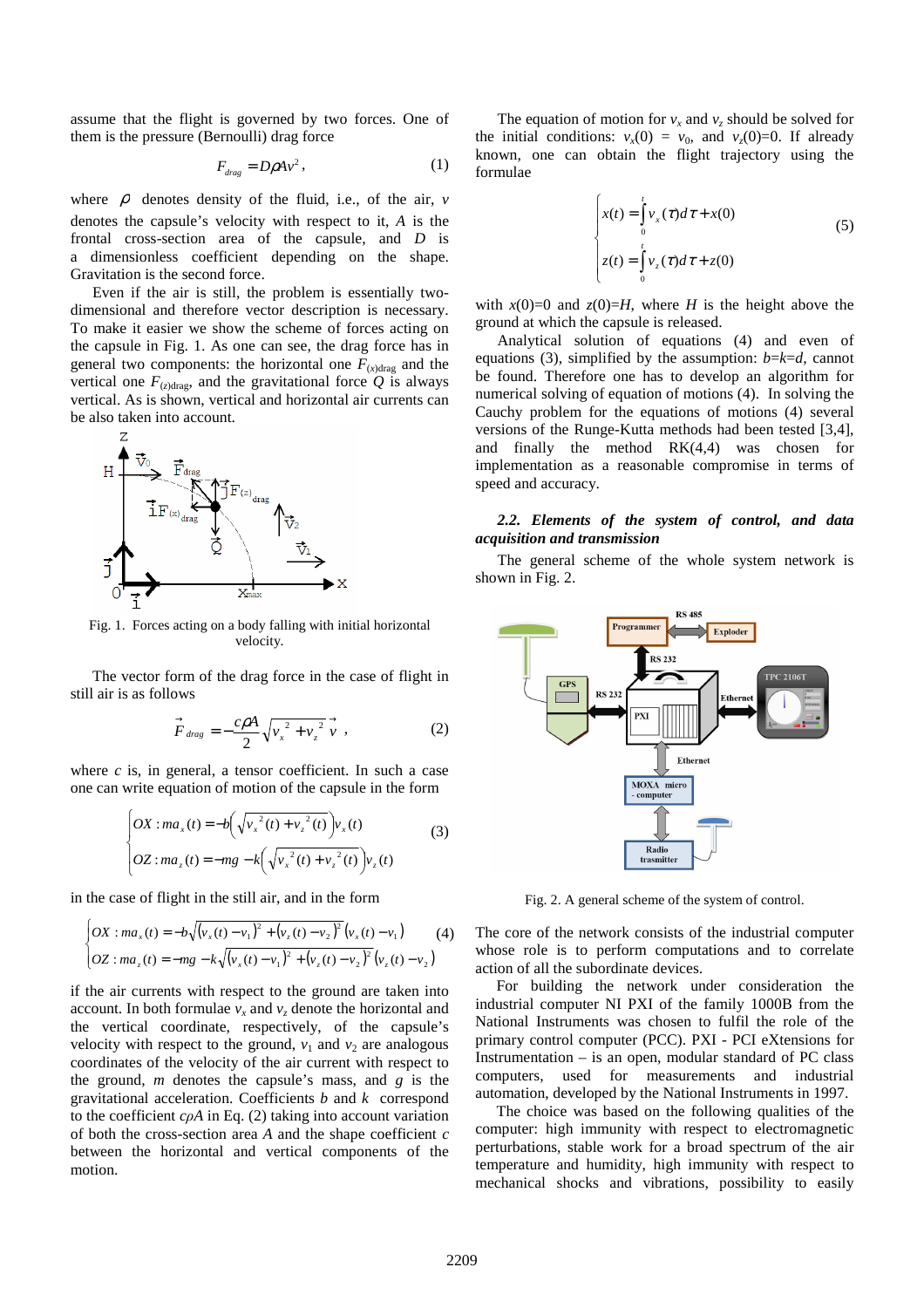assume that the flight is governed by two forces. One of them is the pressure (Bernoulli) drag force

$$F_{drag} = D\rho A v^2 , \tag{1}$$

where $\rho$ denotes density of the fluid, i.e., of the air, $v$ denotes the capsule's velocity with respect to it, $A$ is the frontal cross-section area of the capsule, and $D$ is a dimensionless coefficient depending on the shape. Gravitation is the second force.

Even if the air is still, the problem is essentially two-dimensional and therefore vector description is necessary. To make it easier we show the scheme of forces acting on the capsule in Fig. 1. As one can see, the drag force has in general two components: the horizontal one $F_{(x)drag}$ and the vertical one $F_{(z)drag}$, and the gravitational force $Q$ is always vertical. As is shown, vertical and horizontal air currents can be also taken into account.

Fig. 1. Forces acting on a body falling with initial horizontal velocity.

The vector form of the drag force in the case of flight in still air is as follows

$$\vec{F}_{drag} = -\frac{c\rho A}{2}\sqrt{v_x^{\ 2} + v_z^{\ 2}}\ \vec{v} , \tag{2}$$

where $c$ is, in general, a tensor coefficient. In such a case one can write equation of motion of the capsule in the form

$$\begin{cases} OX : ma_x(t) = -b\left(\sqrt{v_x^{\ 2}(t) + v_z^{\ 2}(t)}\right)v_x(t) \\ OZ : ma_z(t) = -mg - k\left(\sqrt{v_x^{\ 2}(t) + v_z^{\ 2}(t)}\right)v_z(t) \end{cases} \tag{3}$$

in the case of flight in the still air, and in the form

$$\begin{cases} OX : ma_x(t) = -b\sqrt{(v_x(t) - v_1)^2 + (v_z(t) - v_2)^2}\,(v_x(t) - v_1) \\ OZ : ma_z(t) = -mg - k\sqrt{(v_x(t) - v_1)^2 + (v_z(t) - v_2)^2}\,(v_z(t) - v_2) \end{cases} \tag{4}$$

if the air currents with respect to the ground are taken into account. In both formulae $v_x$ and $v_z$ denote the horizontal and the vertical coordinate, respectively, of the capsule's velocity with respect to the ground, $v_1$ and $v_2$ are analogous coordinates of the velocity of the air current with respect to the ground, $m$ denotes the capsule's mass, and $g$ is the gravitational acceleration. Coefficients $b$ and $k$ correspond to the coefficient $c\rho A$ in Eq. (2) taking into account variation of both the cross-section area $A$ and the shape coefficient $c$ between the horizontal and vertical components of the motion.

The equation of motion for $v_x$ and $v_z$ should be solved for the initial conditions: $v_x(0) = v_0$, and $v_z(0)=0$. If already known, one can obtain the flight trajectory using the formulae

$$\begin{cases} x(t) = \int_0^t v_x(\tau)d\tau + x(0) \\ z(t) = \int_0^t v_z(\tau)d\tau + z(0) \end{cases} \tag{5}$$

with $x(0)=0$ and $z(0)=H$, where $H$ is the height above the ground at which the capsule is released.

Analytical solution of equations (4) and even of equations (3), simplified by the assumption: $b=k=d$, cannot be found. Therefore one has to develop an algorithm for numerical solving of equation of motions (4). In solving the Cauchy problem for the equations of motions (4) several versions of the Runge-Kutta methods had been tested [3,4], and finally the method RK(4,4) was chosen for implementation as a reasonable compromise in terms of speed and accuracy.

### *2.2. Elements of the system of control, and data acquisition and transmission*

The general scheme of the whole system network is shown in Fig. 2.

Fig. 2. A general scheme of the system of control.

The core of the network consists of the industrial computer whose role is to perform computations and to correlate action of all the subordinate devices.

For building the network under consideration the industrial computer NI PXI of the family 1000B from the National Instruments was chosen to fulfil the role of the primary control computer (PCC). PXI - PCI eXtensions for Instrumentation – is an open, modular standard of PC class computers, used for measurements and industrial automation, developed by the National Instruments in 1997.

The choice was based on the following qualities of the computer: high immunity with respect to electromagnetic perturbations, stable work for a broad spectrum of the air temperature and humidity, high immunity with respect to mechanical shocks and vibrations, possibility to easily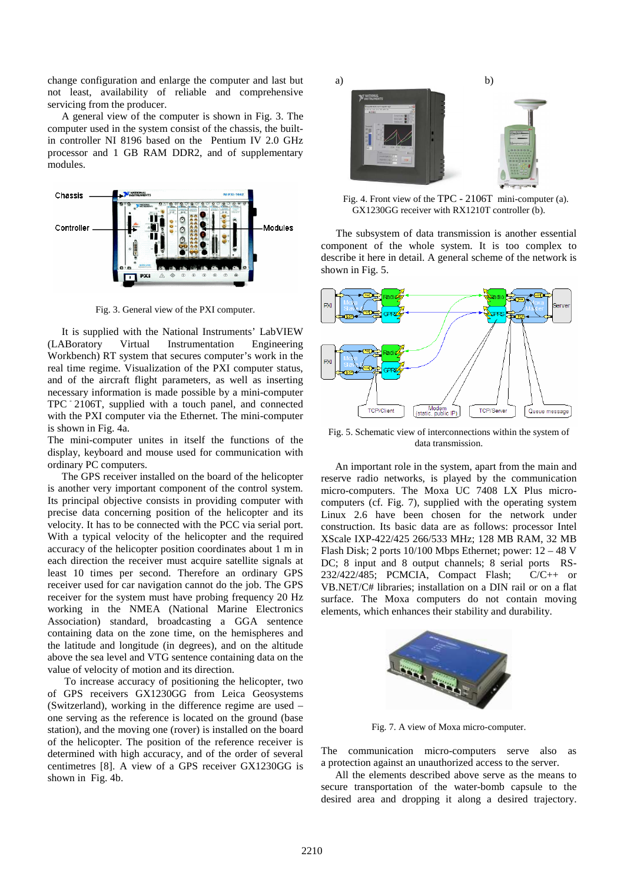change configuration and enlarge the computer and last but not least, availability of reliable and comprehensive servicing from the producer.

A general view of the computer is shown in Fig. 3. The computer used in the system consist of the chassis, the built-in controller NI 8196 based on the Pentium IV 2.0 GHz processor and 1 GB RAM DDR2, and of supplementary modules.

Fig. 3. General view of the PXI computer.

It is supplied with the National Instruments' LabVIEW (LABoratory Virtual Instrumentation Engineering Workbench) RT system that secures computer's work in the real time regime. Visualization of the PXI computer status, and of the aircraft flight parameters, as well as inserting necessary information is made possible by a mini-computer TPC - 2106T, supplied with a touch panel, and connected with the PXI computer via the Ethernet. The mini-computer is shown in Fig. 4a.

The mini-computer unites in itself the functions of the display, keyboard and mouse used for communication with ordinary PC computers.

The GPS receiver installed on the board of the helicopter is another very important component of the control system. Its principal objective consists in providing computer with precise data concerning position of the helicopter and its velocity. It has to be connected with the PCC via serial port. With a typical velocity of the helicopter and the required accuracy of the helicopter position coordinates about 1 m in each direction the receiver must acquire satellite signals at least 10 times per second. Therefore an ordinary GPS receiver used for car navigation cannot do the job. The GPS receiver for the system must have probing frequency 20 Hz working in the NMEA (National Marine Electronics Association) standard, broadcasting a GGA sentence containing data on the zone time, on the hemispheres and the latitude and longitude (in degrees), and on the altitude above the sea level and VTG sentence containing data on the value of velocity of motion and its direction.

To increase accuracy of positioning the helicopter, two of GPS receivers GX1230GG from Leica Geosystems (Switzerland), working in the difference regime are used – one serving as the reference is located on the ground (base station), and the moving one (rover) is installed on the board of the helicopter. The position of the reference receiver is determined with high accuracy, and of the order of several centimetres [8]. A view of a GPS receiver GX1230GG is shown in Fig. 4b.

Fig. 4. Front view of the TPC - 2106T mini-computer (a). GX1230GG receiver with RX1210T controller (b).

The subsystem of data transmission is another essential component of the whole system. It is too complex to describe it here in detail. A general scheme of the network is shown in Fig. 5.

Fig. 5. Schematic view of interconnections within the system of data transmission.

An important role in the system, apart from the main and reserve radio networks, is played by the communication micro-computers. The Moxa UC 7408 LX Plus micro-computers (cf. Fig. 7), supplied with the operating system Linux 2.6 have been chosen for the network under construction. Its basic data are as follows: processor Intel XScale IXP-422/425 266/533 MHz; 128 MB RAM, 32 MB Flash Disk; 2 ports 10/100 Mbps Ethernet; power: 12 – 48 V DC; 8 input and 8 output channels; 8 serial ports RS-232/422/485; PCMCIA, Compact Flash; C/C++ or VB.NET/C# libraries; installation on a DIN rail or on a flat surface. The Moxa computers do not contain moving elements, which enhances their stability and durability.

Fig. 7. A view of Moxa micro-computer.

The communication micro-computers serve also as a protection against an unauthorized access to the server.

All the elements described above serve as the means to secure transportation of the water-bomb capsule to the desired area and dropping it along a desired trajectory.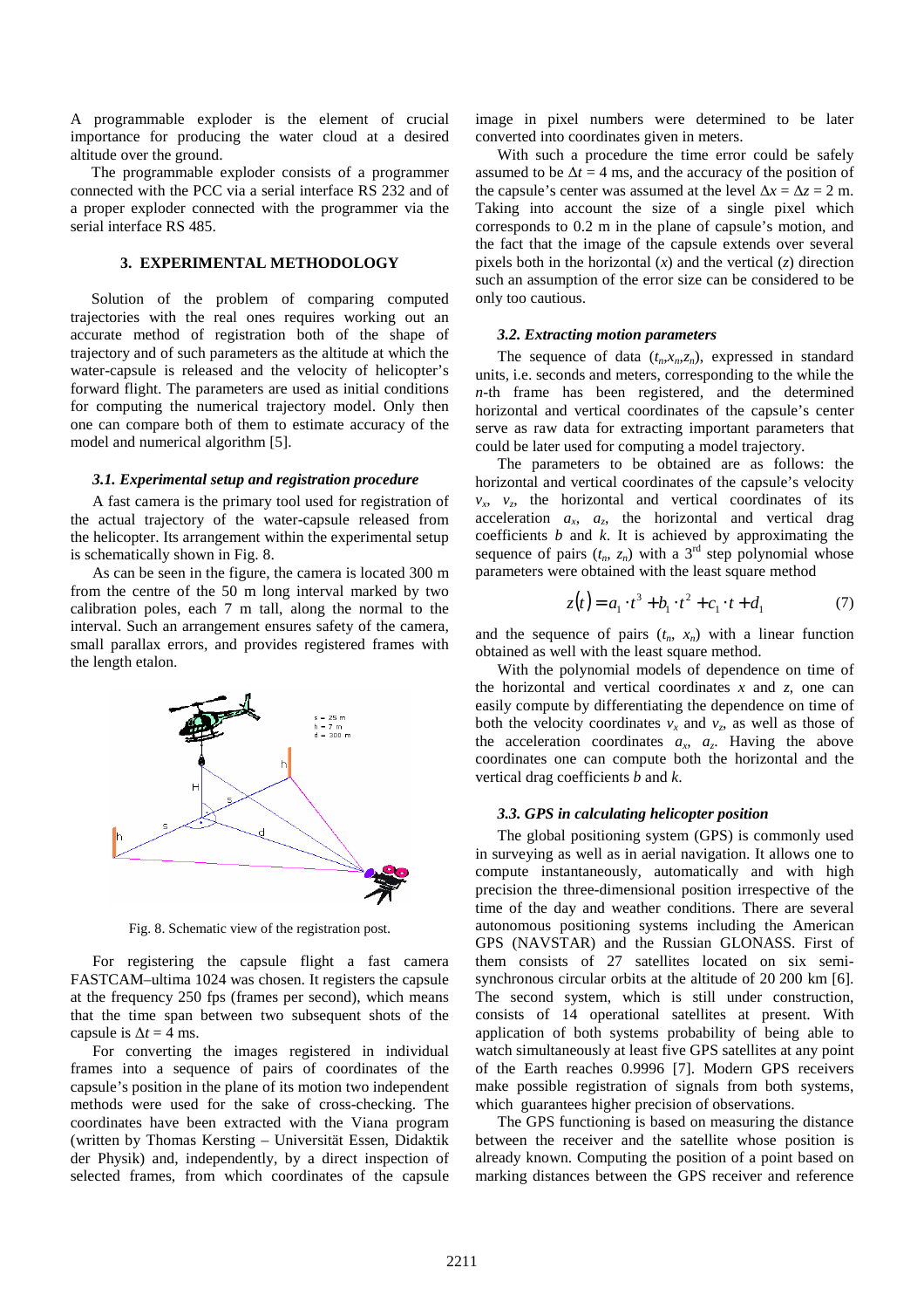A programmable exploder is the element of crucial importance for producing the water cloud at a desired altitude over the ground.

The programmable exploder consists of a programmer connected with the PCC via a serial interface RS 232 and of a proper exploder connected with the programmer via the serial interface RS 485.

## 3. EXPERIMENTAL METHODOLOGY

Solution of the problem of comparing computed trajectories with the real ones requires working out an accurate method of registration both of the shape of trajectory and of such parameters as the altitude at which the water-capsule is released and the velocity of helicopter's forward flight. The parameters are used as initial conditions for computing the numerical trajectory model. Only then one can compare both of them to estimate accuracy of the model and numerical algorithm [5].

### *3.1. Experimental setup and registration procedure*

A fast camera is the primary tool used for registration of the actual trajectory of the water-capsule released from the helicopter. Its arrangement within the experimental setup is schematically shown in Fig. 8.

As can be seen in the figure, the camera is located 300 m from the centre of the 50 m long interval marked by two calibration poles, each 7 m tall, along the normal to the interval. Such an arrangement ensures safety of the camera, small parallax errors, and provides registered frames with the length etalon.

Fig. 8. Schematic view of the registration post.

For registering the capsule flight a fast camera FASTCAM–ultima 1024 was chosen. It registers the capsule at the frequency 250 fps (frames per second), which means that the time span between two subsequent shots of the capsule is $\Delta t = 4$ ms.

For converting the images registered in individual frames into a sequence of pairs of coordinates of the capsule's position in the plane of its motion two independent methods were used for the sake of cross-checking. The coordinates have been extracted with the Viana program (written by Thomas Kersting – Universität Essen, Didaktik der Physik) and, independently, by a direct inspection of selected frames, from which coordinates of the capsule image in pixel numbers were determined to be later converted into coordinates given in meters.

With such a procedure the time error could be safely assumed to be $\Delta t = 4$ ms, and the accuracy of the position of the capsule's center was assumed at the level $\Delta x = \Delta z = 2$ m. Taking into account the size of a single pixel which corresponds to 0.2 m in the plane of capsule's motion, and the fact that the image of the capsule extends over several pixels both in the horizontal ($x$) and the vertical ($z$) direction such an assumption of the error size can be considered to be only too cautious.

### *3.2. Extracting motion parameters*

The sequence of data ($t_n$,$x_n$,$z_n$), expressed in standard units, i.e. seconds and meters, corresponding to the while the $n$-th frame has been registered, and the determined horizontal and vertical coordinates of the capsule's center serve as raw data for extracting important parameters that could be later used for computing a model trajectory.

The parameters to be obtained are as follows: the horizontal and vertical coordinates of the capsule's velocity $v_x$, $v_z$, the horizontal and vertical coordinates of its acceleration $a_x$, $a_z$, the horizontal and vertical drag coefficients $b$ and $k$. It is achieved by approximating the sequence of pairs ($t_n$, $z_n$) with a 3[rd] step polynomial whose parameters were obtained with the least square method

$$z(t) = a_1 \cdot t^3 + b_1 \cdot t^2 + c_1 \cdot t + d_1 \qquad (7)$$

and the sequence of pairs ($t_n$, $x_n$) with a linear function obtained as well with the least square method.

With the polynomial models of dependence on time of the horizontal and vertical coordinates $x$ and $z$, one can easily compute by differentiating the dependence on time of both the velocity coordinates $v_x$ and $v_z$, as well as those of the acceleration coordinates $a_x$, $a_z$. Having the above coordinates one can compute both the horizontal and the vertical drag coefficients $b$ and $k$.

### *3.3. GPS in calculating helicopter position*

The global positioning system (GPS) is commonly used in surveying as well as in aerial navigation. It allows one to compute instantaneously, automatically and with high precision the three-dimensional position irrespective of the time of the day and weather conditions. There are several autonomous positioning systems including the American GPS (NAVSTAR) and the Russian GLONASS. First of them consists of 27 satellites located on six semi-synchronous circular orbits at the altitude of 20 200 km [6]. The second system, which is still under construction, consists of 14 operational satellites at present. With application of both systems probability of being able to watch simultaneously at least five GPS satellites at any point of the Earth reaches 0.9996 [7]. Modern GPS receivers make possible registration of signals from both systems, which guarantees higher precision of observations.

The GPS functioning is based on measuring the distance between the receiver and the satellite whose position is already known. Computing the position of a point based on marking distances between the GPS receiver and reference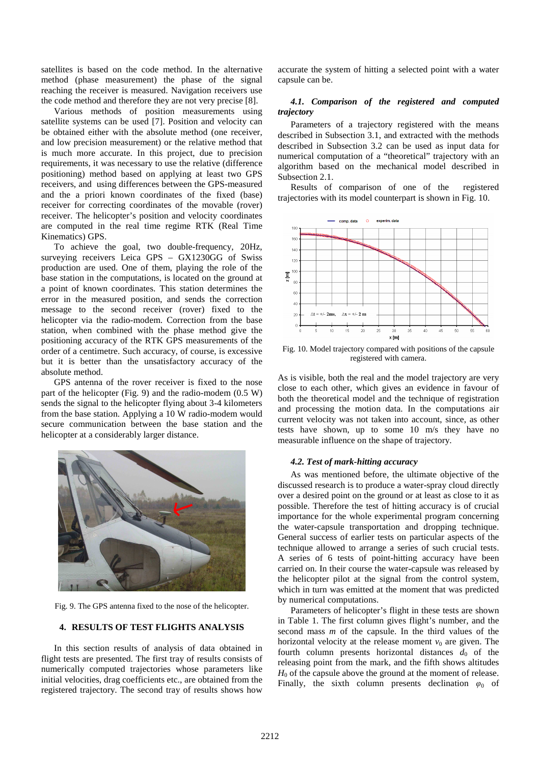satellites is based on the code method. In the alternative method (phase measurement) the phase of the signal reaching the receiver is measured. Navigation receivers use the code method and therefore they are not very precise [8].

Various methods of position measurements using satellite systems can be used [7]. Position and velocity can be obtained either with the absolute method (one receiver, and low precision measurement) or the relative method that is much more accurate. In this project, due to precision requirements, it was necessary to use the relative (difference positioning) method based on applying at least two GPS receivers, and using differences between the GPS-measured and the a priori known coordinates of the fixed (base) receiver for correcting coordinates of the movable (rover) receiver. The helicopter's position and velocity coordinates are computed in the real time regime RTK (Real Time Kinematics) GPS.

To achieve the goal, two double-frequency, 20Hz, surveying receivers Leica GPS – GX1230GG of Swiss production are used. One of them, playing the role of the base station in the computations, is located on the ground at a point of known coordinates. This station determines the error in the measured position, and sends the correction message to the second receiver (rover) fixed to the helicopter via the radio-modem. Correction from the base station, when combined with the phase method give the positioning accuracy of the RTK GPS measurements of the order of a centimetre. Such accuracy, of course, is excessive but it is better than the unsatisfactory accuracy of the absolute method.

GPS antenna of the rover receiver is fixed to the nose part of the helicopter (Fig. 9) and the radio-modem (0.5 W) sends the signal to the helicopter flying about 3-4 kilometers from the base station. Applying a 10 W radio-modem would secure communication between the base station and the helicopter at a considerably larger distance.

Fig. 9. The GPS antenna fixed to the nose of the helicopter.

## 4. RESULTS OF TEST FLIGHTS ANALYSIS

In this section results of analysis of data obtained in flight tests are presented. The first tray of results consists of numerically computed trajectories whose parameters like initial velocities, drag coefficients etc., are obtained from the registered trajectory. The second tray of results shows how accurate the system of hitting a selected point with a water capsule can be.

### *4.1. Comparison of the registered and computed trajectory*

Parameters of a trajectory registered with the means described in Subsection 3.1, and extracted with the methods described in Subsection 3.2 can be used as input data for numerical computation of a "theoretical" trajectory with an algorithm based on the mechanical model described in Subsection 2.1.

Results of comparison of one of the registered trajectories with its model counterpart is shown in Fig. 10.

Fig. 10. Model trajectory compared with positions of the capsule registered with camera.

As is visible, both the real and the model trajectory are very close to each other, which gives an evidence in favour of both the theoretical model and the technique of registration and processing the motion data. In the computations air current velocity was not taken into account, since, as other tests have shown, up to some 10 m/s they have no measurable influence on the shape of trajectory.

### *4.2. Test of mark-hitting accuracy*

As was mentioned before, the ultimate objective of the discussed research is to produce a water-spray cloud directly over a desired point on the ground or at least as close to it as possible. Therefore the test of hitting accuracy is of crucial importance for the whole experimental program concerning the water-capsule transportation and dropping technique. General success of earlier tests on particular aspects of the technique allowed to arrange a series of such crucial tests. A series of 6 tests of point-hitting accuracy have been carried on. In their course the water-capsule was released by the helicopter pilot at the signal from the control system, which in turn was emitted at the moment that was predicted by numerical computations.

Parameters of helicopter's flight in these tests are shown in Table 1. The first column gives flight's number, and the second mass $m$ of the capsule. In the third values of the horizontal velocity at the release moment $v_0$ are given. The fourth column presents horizontal distances $d_0$ of the releasing point from the mark, and the fifth shows altitudes $H_0$ of the capsule above the ground at the moment of release. Finally, the sixth column presents declination $\varphi_0$ of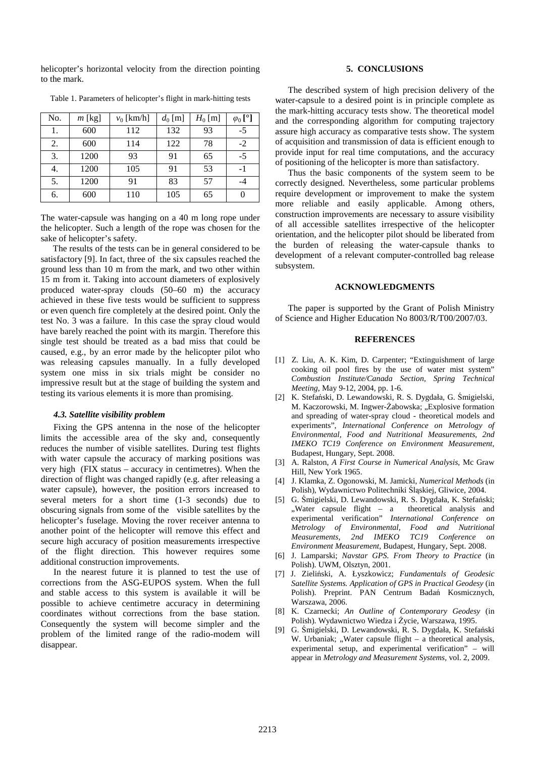helicopter's horizontal velocity from the direction pointing to the mark.

Table 1. Parameters of helicopter's flight in mark-hitting tests

| No. | $m$ [kg] | $v_0$ [km/h] | $d_0$ [m] | $H_0$ [m] | $\varphi_0$ [°] |
|---|---|---|---|---|---|
| 1. | 600 | 112 | 132 | 93 | -5 |
| 2. | 600 | 114 | 122 | 78 | -2 |
| 3. | 1200 | 93 | 91 | 65 | -5 |
| 4. | 1200 | 105 | 91 | 53 | -1 |
| 5. | 1200 | 91 | 83 | 57 | -4 |
| 6. | 600 | 110 | 105 | 65 | 0 |

The water-capsule was hanging on a 40 m long rope under the helicopter. Such a length of the rope was chosen for the sake of helicopter's safety.

The results of the tests can be in general considered to be satisfactory [9]. In fact, three of the six capsules reached the ground less than 10 m from the mark, and two other within 15 m from it. Taking into account diameters of explosively produced water-spray clouds (50–60 m) the accuracy achieved in these five tests would be sufficient to suppress or even quench fire completely at the desired point. Only the test No. 3 was a failure. In this case the spray cloud would have barely reached the point with its margin. Therefore this single test should be treated as a bad miss that could be caused, e.g., by an error made by the helicopter pilot who was releasing capsules manually. In a fully developed system one miss in six trials might be consider no impressive result but at the stage of building the system and testing its various elements it is more than promising.

### *4.3. Satellite visibility problem*

Fixing the GPS antenna in the nose of the helicopter limits the accessible area of the sky and, consequently reduces the number of visible satellites. During test flights with water capsule the accuracy of marking positions was very high (FIX status – accuracy in centimetres). When the direction of flight was changed rapidly (e.g. after releasing a water capsule), however, the position errors increased to several meters for a short time (1-3 seconds) due to obscuring signals from some of the visible satellites by the helicopter's fuselage. Moving the rover receiver antenna to another point of the helicopter will remove this effect and secure high accuracy of position measurements irrespective of the flight direction. This however requires some additional construction improvements.

In the nearest future it is planned to test the use of corrections from the ASG-EUPOS system. When the full and stable access to this system is available it will be possible to achieve centimetre accuracy in determining coordinates without corrections from the base station. Consequently the system will become simpler and the problem of the limited range of the radio-modem will disappear.

## 5. CONCLUSIONS

The described system of high precision delivery of the water-capsule to a desired point is in principle complete as the mark-hitting accuracy tests show. The theoretical model and the corresponding algorithm for computing trajectory assure high accuracy as comparative tests show. The system of acquisition and transmission of data is efficient enough to provide input for real time computations, and the accuracy of positioning of the helicopter is more than satisfactory.

Thus the basic components of the system seem to be correctly designed. Nevertheless, some particular problems require development or improvement to make the system more reliable and easily applicable. Among others, construction improvements are necessary to assure visibility of all accessible satellites irrespective of the helicopter orientation, and the helicopter pilot should be liberated from the burden of releasing the water-capsule thanks to development of a relevant computer-controlled bag release subsystem.

## ACKNOWLEDGMENTS

The paper is supported by the Grant of Polish Ministry of Science and Higher Education No 8003/R/T00/2007/03.

## REFERENCES

[1] Z. Liu, A. K. Kim, D. Carpenter; "Extinguishment of large cooking oil pool fires by the use of water mist system" *Combustion Institute/Canada Section, Spring Technical Meeting*, May 9-12, 2004, pp. 1-6.

[2] K. Stefański, D. Lewandowski, R. S. Dygdała, G. Śmigielski, M. Kaczorowski, M. Ingwer-Żabowska; „Explosive formation and spreading of water-spray cloud - theoretical models and experiments", *International Conference on Metrology of Environmental, Food and Nutritional Measurements, 2nd IMEKO TC19 Conference on Environment Measurement*, Budapest, Hungary, Sept. 2008.

[3] A. Ralston, *A First Course in Numerical Analysis*, Mc Graw Hill, New York 1965.

[4] J. Klamka, Z. Ogonowski, M. Jamicki, *Numerical Methods* (in Polish), Wydawnictwo Politechniki Śląskiej, Gliwice, 2004.

[5] G. Śmigielski, D. Lewandowski, R. S. Dygdała, K. Stefański; „Water capsule flight – a theoretical analysis and experimental verification" *International Conference on Metrology of Environmental, Food and Nutritional Measurements, 2nd IMEKO TC19 Conference on Environment Measurement*, Budapest, Hungary, Sept. 2008.

[6] J. Lamparski; *Navstar GPS. From Theory to Practice* (in Polish). UWM, Olsztyn, 2001.

[7] J. Zieliński, A. Łyszkowicz; *Fundamentals of Geodesic Satellite Systems. Application of GPS in Practical Geodesy* (in Polish). Preprint. PAN Centrum Badań Kosmicznych, Warszawa, 2006.

[8] K. Czarnecki; *An Outline of Contemporary Geodesy* (in Polish). Wydawnictwo Wiedza i Życie, Warszawa, 1995.

[9] G. Śmigielski, D. Lewandowski, R. S. Dygdała, K. Stefański W. Urbaniak; „Water capsule flight – a theoretical analysis, experimental setup, and experimental verification" – will appear in *Metrology and Measurement Systems*, vol. 2, 2009.